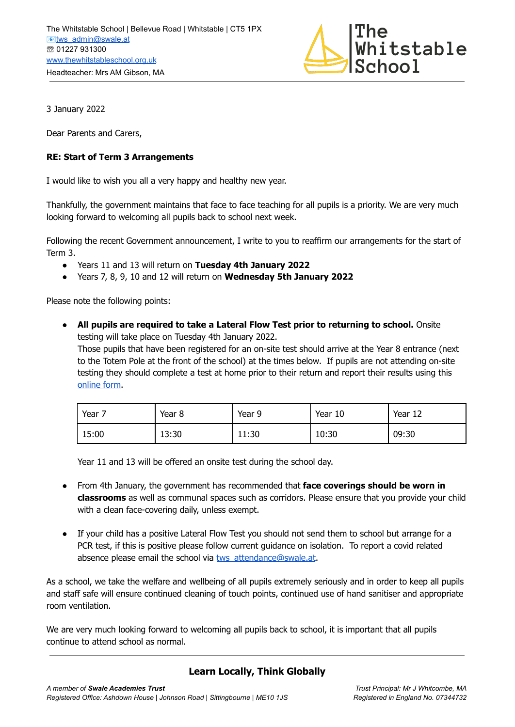The Whitstable School | Bellevue Road | Whitstable | CT5 1PX
tws_admin@swale.at
☏ 01227 931300
www.thewhitstableschool.org.uk
Headteacher: Mrs AM Gibson, MA

The Whitstable School

3 January 2022

Dear Parents and Carers,

**RE: Start of Term 3 Arrangements**

I would like to wish you all a very happy and healthy new year.

Thankfully, the government maintains that face to face teaching for all pupils is a priority. We are very much looking forward to welcoming all pupils back to school next week.

Following the recent Government announcement, I write to you to reaffirm our arrangements for the start of Term 3.

- Years 11 and 13 will return on **Tuesday 4th January 2022**
- Years 7, 8, 9, 10 and 12 will return on **Wednesday 5th January 2022**

Please note the following points:

- **All pupils are required to take a Lateral Flow Test prior to returning to school.** Onsite testing will take place on Tuesday 4th January 2022.
  Those pupils that have been registered for an on-site test should arrive at the Year 8 entrance (next to the Totem Pole at the front of the school) at the times below. If pupils are not attending on-site testing they should complete a test at home prior to their return and report their results using this online form.

  | Year 7 | Year 8 | Year 9 | Year 10 | Year 12 |
  |---|---|---|---|---|
  | 15:00 | 13:30 | 11:30 | 10:30 | 09:30 |

  Year 11 and 13 will be offered an onsite test during the school day.

- From 4th January, the government has recommended that **face coverings should be worn in classrooms** as well as communal spaces such as corridors. Please ensure that you provide your child with a clean face-covering daily, unless exempt.

- If your child has a positive Lateral Flow Test you should not send them to school but arrange for a PCR test, if this is positive please follow current guidance on isolation. To report a covid related absence please email the school via tws_attendance@swale.at.

As a school, we take the welfare and wellbeing of all pupils extremely seriously and in order to keep all pupils and staff safe will ensure continued cleaning of touch points, continued use of hand sanitiser and appropriate room ventilation.

We are very much looking forward to welcoming all pupils back to school, it is important that all pupils continue to attend school as normal.

**Learn Locally, Think Globally**

*A member of **Swale Academies Trust***
*Registered Office: Ashdown House | Johnson Road | Sittingbourne | ME10 1JS*
*Trust Principal: Mr J Whitcombe, MA*
*Registered in England No. 07344732*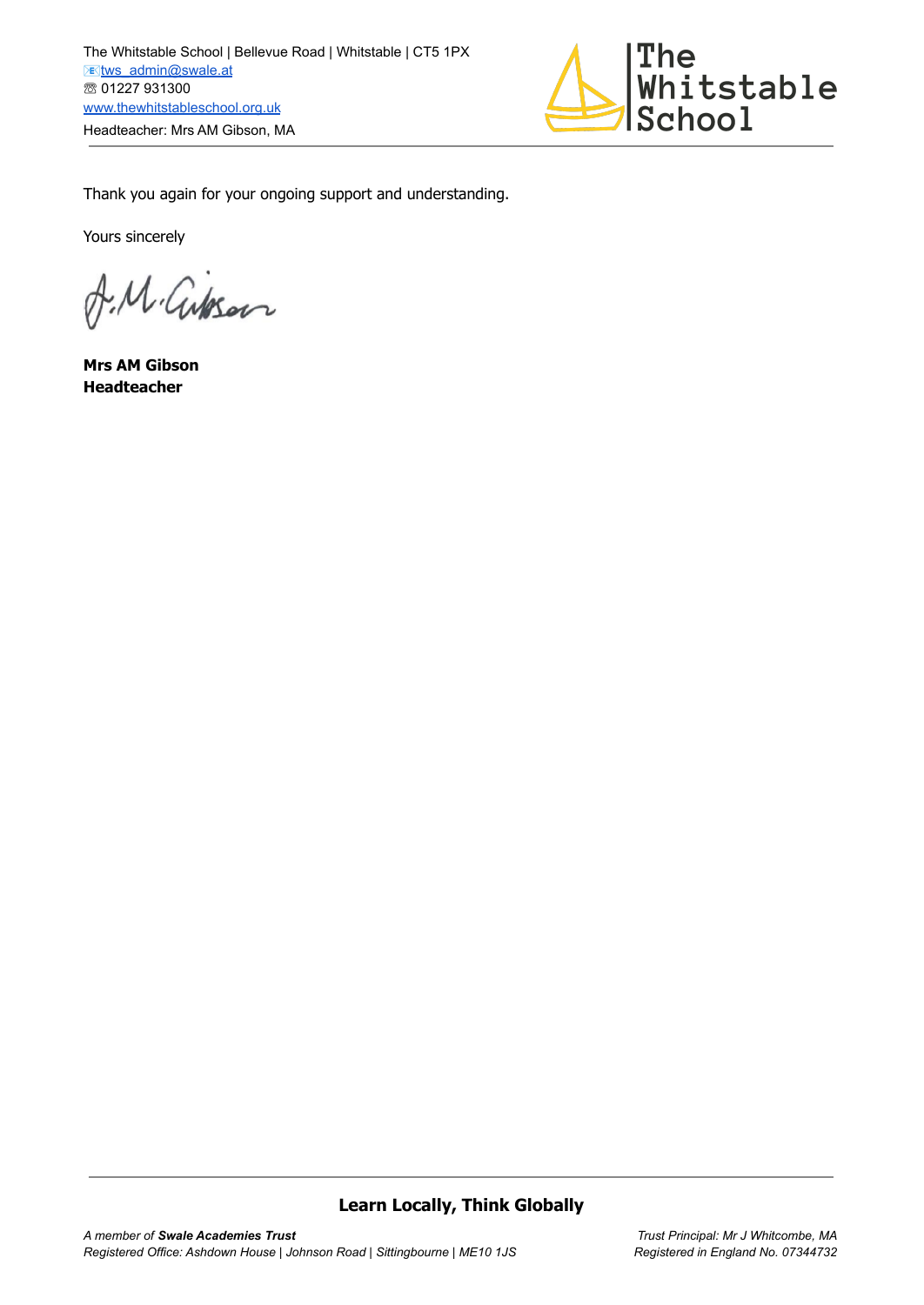Thank you again for your ongoing support and understanding.

Yours sincerely

**Mrs AM Gibson**
**Headteacher**